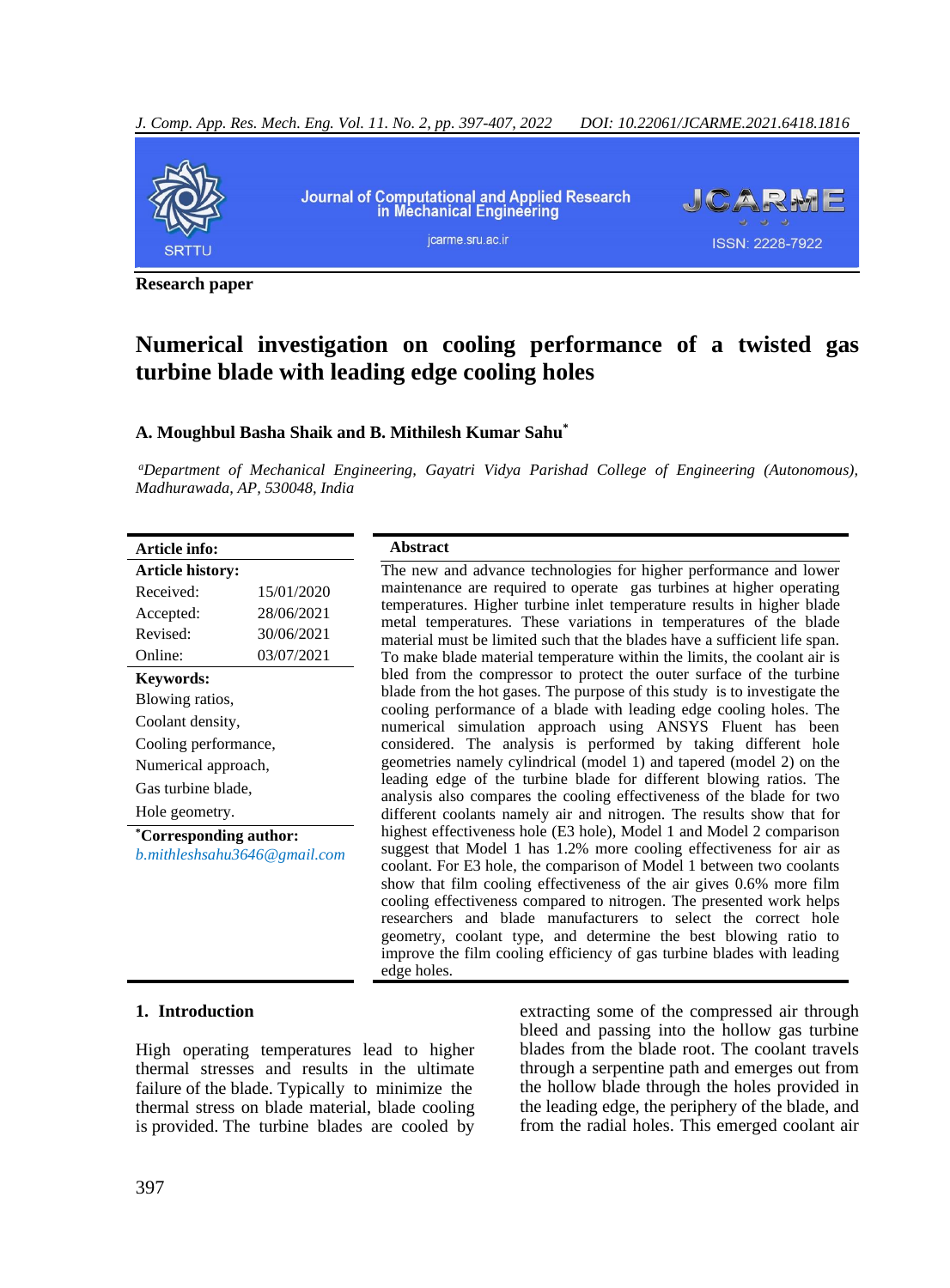Research paper

# Numerical investigation on cooling performance of a twisted gas turbine blade with leading edge cooling holes

**A. Moughbul Basha Shaik and B. Mithilesh Kumar Sahu[*]**

[a]*Department of Mechanical Engineering, Gayatri Vidya Parishad College of Engineering (Autonomous), Madhurawada, AP, 530048, India*

| **Article info:** | |
|---|---|
| **Article history:** | |
| Received: | 15/01/2020 |
| Accepted: | 28/06/2021 |
| Revised: | 30/06/2021 |
| Online: | 03/07/2021 |

**Keywords:**
Blowing ratios,
Coolant density,
Cooling performance,
Numerical approach,
Gas turbine blade,
Hole geometry.

**[*]Corresponding author:**
*b.mithleshsahu3646@gmail.com*

**Abstract**

The new and advance technologies for higher performance and lower maintenance are required to operate gas turbines at higher operating temperatures. Higher turbine inlet temperature results in higher blade metal temperatures. These variations in temperatures of the blade material must be limited such that the blades have a sufficient life span. To make blade material temperature within the limits, the coolant air is bled from the compressor to protect the outer surface of the turbine blade from the hot gases. The purpose of this study is to investigate the cooling performance of a blade with leading edge cooling holes. The numerical simulation approach using ANSYS Fluent has been considered. The analysis is performed by taking different hole geometries namely cylindrical (model 1) and tapered (model 2) on the leading edge of the turbine blade for different blowing ratios. The analysis also compares the cooling effectiveness of the blade for two different coolants namely air and nitrogen. The results show that for highest effectiveness hole (E3 hole), Model 1 and Model 2 comparison suggest that Model 1 has 1.2% more cooling effectiveness for air as coolant. For E3 hole, the comparison of Model 1 between two coolants show that film cooling effectiveness of the air gives 0.6% more film cooling effectiveness compared to nitrogen. The presented work helps researchers and blade manufacturers to select the correct hole geometry, coolant type, and determine the best blowing ratio to improve the film cooling efficiency of gas turbine blades with leading edge holes.

## 1. Introduction

High operating temperatures lead to higher thermal stresses and results in the ultimate failure of the blade. Typically to minimize the thermal stress on blade material, blade cooling is provided. The turbine blades are cooled by extracting some of the compressed air through bleed and passing into the hollow gas turbine blades from the blade root. The coolant travels through a serpentine path and emerges out from the hollow blade through the holes provided in the leading edge, the periphery of the blade, and from the radial holes. This emerged coolant air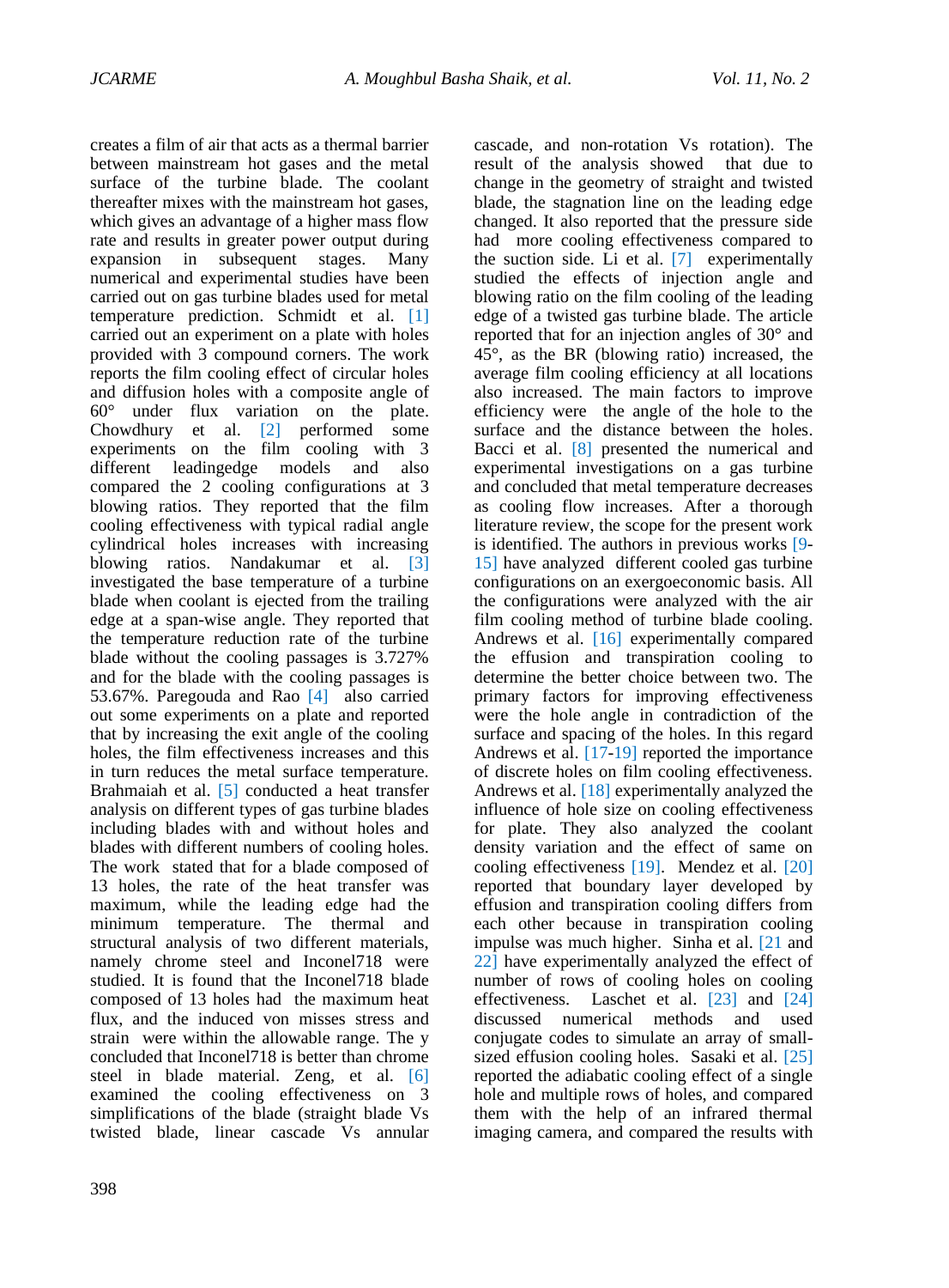creates a film of air that acts as a thermal barrier between mainstream hot gases and the metal surface of the turbine blade. The coolant thereafter mixes with the mainstream hot gases, which gives an advantage of a higher mass flow rate and results in greater power output during expansion in subsequent stages. Many numerical and experimental studies have been carried out on gas turbine blades used for metal temperature prediction. Schmidt et al. [1] carried out an experiment on a plate with holes provided with 3 compound corners. The work reports the film cooling effect of circular holes and diffusion holes with a composite angle of 60° under flux variation on the plate. Chowdhury et al. [2] performed some experiments on the film cooling with 3 different leadingedge models and also compared the 2 cooling configurations at 3 blowing ratios. They reported that the film cooling effectiveness with typical radial angle cylindrical holes increases with increasing blowing ratios. Nandakumar et al. [3] investigated the base temperature of a turbine blade when coolant is ejected from the trailing edge at a span-wise angle. They reported that the temperature reduction rate of the turbine blade without the cooling passages is 3.727% and for the blade with the cooling passages is 53.67%. Paregouda and Rao [4] also carried out some experiments on a plate and reported that by increasing the exit angle of the cooling holes, the film effectiveness increases and this in turn reduces the metal surface temperature. Brahmaiah et al. [5] conducted a heat transfer analysis on different types of gas turbine blades including blades with and without holes and blades with different numbers of cooling holes. The work stated that for a blade composed of 13 holes, the rate of the heat transfer was maximum, while the leading edge had the minimum temperature. The thermal and structural analysis of two different materials, namely chrome steel and Inconel718 were studied. It is found that the Inconel718 blade composed of 13 holes had the maximum heat flux, and the induced von misses stress and strain were within the allowable range. The y concluded that Inconel718 is better than chrome steel in blade material. Zeng, et al. [6] examined the cooling effectiveness on 3 simplifications of the blade (straight blade Vs twisted blade, linear cascade Vs annular cascade, and non-rotation Vs rotation). The result of the analysis showed that due to change in the geometry of straight and twisted blade, the stagnation line on the leading edge changed. It also reported that the pressure side had more cooling effectiveness compared to the suction side. Li et al. [7] experimentally studied the effects of injection angle and blowing ratio on the film cooling of the leading edge of a twisted gas turbine blade. The article reported that for an injection angles of 30° and 45°, as the BR (blowing ratio) increased, the average film cooling efficiency at all locations also increased. The main factors to improve efficiency were the angle of the hole to the surface and the distance between the holes. Bacci et al. [8] presented the numerical and experimental investigations on a gas turbine and concluded that metal temperature decreases as cooling flow increases. After a thorough literature review, the scope for the present work is identified. The authors in previous works [9-15] have analyzed different cooled gas turbine configurations on an exergoeconomic basis. All the configurations were analyzed with the air film cooling method of turbine blade cooling. Andrews et al. [16] experimentally compared the effusion and transpiration cooling to determine the better choice between two. The primary factors for improving effectiveness were the hole angle in contradiction of the surface and spacing of the holes. In this regard Andrews et al. [17-19] reported the importance of discrete holes on film cooling effectiveness. Andrews et al. [18] experimentally analyzed the influence of hole size on cooling effectiveness for plate. They also analyzed the coolant density variation and the effect of same on cooling effectiveness [19]. Mendez et al. [20] reported that boundary layer developed by effusion and transpiration cooling differs from each other because in transpiration cooling impulse was much higher. Sinha et al. [21 and 22] have experimentally analyzed the effect of number of rows of cooling holes on cooling effectiveness. Laschet et al. [23] and [24] discussed numerical methods and used conjugate codes to simulate an array of small-sized effusion cooling holes. Sasaki et al. [25] reported the adiabatic cooling effect of a single hole and multiple rows of holes, and compared them with the help of an infrared thermal imaging camera, and compared the results with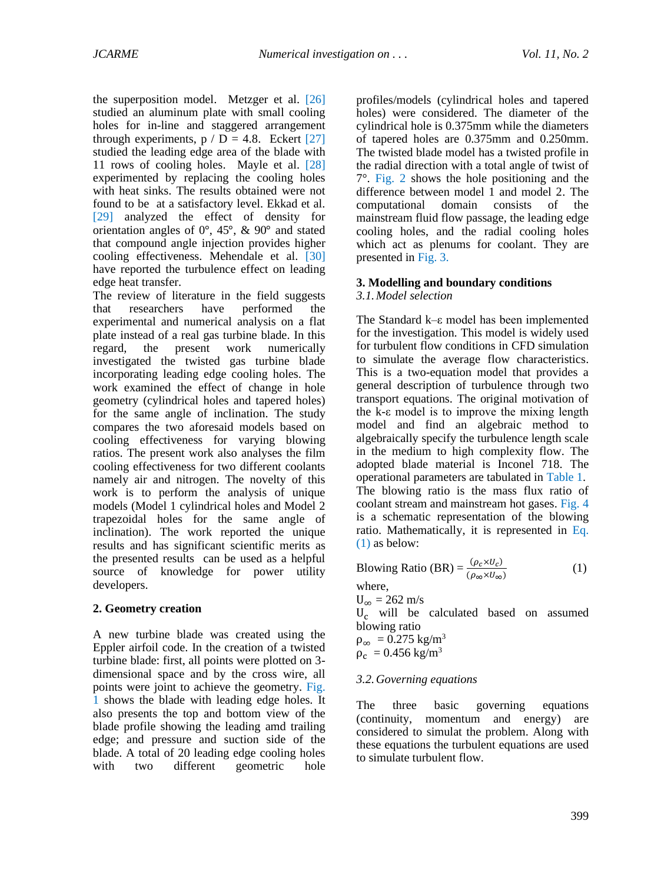the superposition model. Metzger et al. [26] studied an aluminum plate with small cooling holes for in-line and staggered arrangement through experiments, p / D = 4.8. Eckert [27] studied the leading edge area of the blade with 11 rows of cooling holes. Mayle et al. [28] experimented by replacing the cooling holes with heat sinks. The results obtained were not found to be at a satisfactory level. Ekkad et al. [29] analyzed the effect of density for orientation angles of 0°, 45°, & 90° and stated that compound angle injection provides higher cooling effectiveness. Mehendale et al. [30] have reported the turbulence effect on leading edge heat transfer.

The review of literature in the field suggests that researchers have performed the experimental and numerical analysis on a flat plate instead of a real gas turbine blade. In this regard, the present work numerically investigated the twisted gas turbine blade incorporating leading edge cooling holes. The work examined the effect of change in hole geometry (cylindrical holes and tapered holes) for the same angle of inclination. The study compares the two aforesaid models based on cooling effectiveness for varying blowing ratios. The present work also analyses the film cooling effectiveness for two different coolants namely air and nitrogen. The novelty of this work is to perform the analysis of unique models (Model 1 cylindrical holes and Model 2 trapezoidal holes for the same angle of inclination). The work reported the unique results and has significant scientific merits as the presented results can be used as a helpful source of knowledge for power utility developers.

## 2. Geometry creation

A new turbine blade was created using the Eppler airfoil code. In the creation of a twisted turbine blade: first, all points were plotted on 3-dimensional space and by the cross wire, all points were joint to achieve the geometry. Fig. 1 shows the blade with leading edge holes. It also presents the top and bottom view of the blade profile showing the leading amd trailing edge; and pressure and suction side of the blade. A total of 20 leading edge cooling holes with two different geometric hole profiles/models (cylindrical holes and tapered holes) were considered. The diameter of the cylindrical hole is 0.375mm while the diameters of tapered holes are 0.375mm and 0.250mm. The twisted blade model has a twisted profile in the radial direction with a total angle of twist of 7°. Fig. 2 shows the hole positioning and the difference between model 1 and model 2. The computational domain consists of the mainstream fluid flow passage, the leading edge cooling holes, and the radial cooling holes which act as plenums for coolant. They are presented in Fig. 3.

## 3. Modelling and boundary conditions

### *3.1. Model selection*

The Standard k–ε model has been implemented for the investigation. This model is widely used for turbulent flow conditions in CFD simulation to simulate the average flow characteristics. This is a two-equation model that provides a general description of turbulence through two transport equations. The original motivation of the k-ε model is to improve the mixing length model and find an algebraic method to algebraically specify the turbulence length scale in the medium to high complexity flow. The adopted blade material is Inconel 718. The operational parameters are tabulated in Table 1. The blowing ratio is the mass flux ratio of coolant stream and mainstream hot gases. Fig. 4 is a schematic representation of the blowing ratio. Mathematically, it is represented in Eq. (1) as below:

$$\text{Blowing Ratio (BR)} = \frac{(\rho_c \times U_c)}{(\rho_\infty \times U_\infty)} \tag{1}$$

where,

$U_\infty = 262$ m/s

$U_c$ will be calculated based on assumed blowing ratio

$\rho_\infty = 0.275$ kg/m$^3$

$\rho_c = 0.456$ kg/m$^3$

### *3.2. Governing equations*

The three basic governing equations (continuity, momentum and energy) are considered to simulat the problem. Along with these equations the turbulent equations are used to simulate turbulent flow.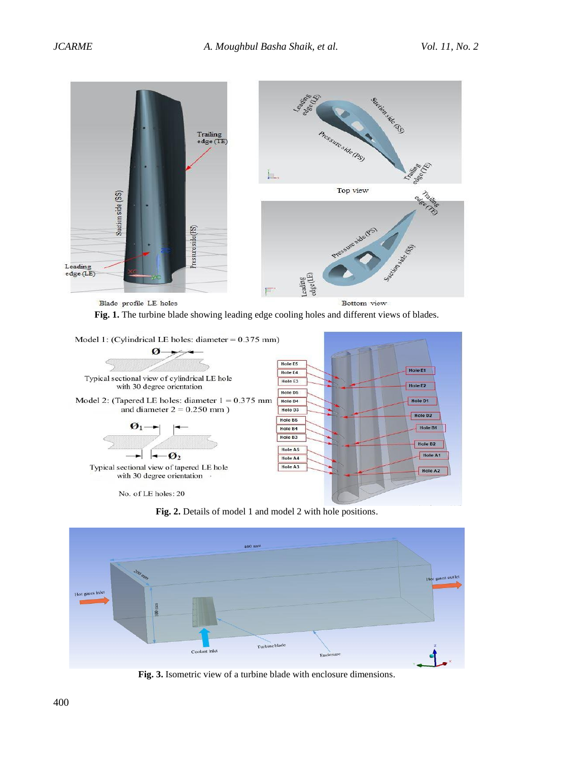Blade profile LE holes

Bottom view

**Fig. 1.** The turbine blade showing leading edge cooling holes and different views of blades.

Model 1: (Cylindrical LE holes: diameter = 0.375 mm)

Typical sectional view of cylindrical LE hole with 30 degree orientation

Model 2: (Tapered LE holes: diameter 1 = 0.375 mm and diameter 2 = 0.250 mm )

Typical sectional view of tapered LE hole with 30 degree orientation

No. of LE holes: 20

**Fig. 2.** Details of model 1 and model 2 with hole positions.

**Fig. 3.** Isometric view of a turbine blade with enclosure dimensions.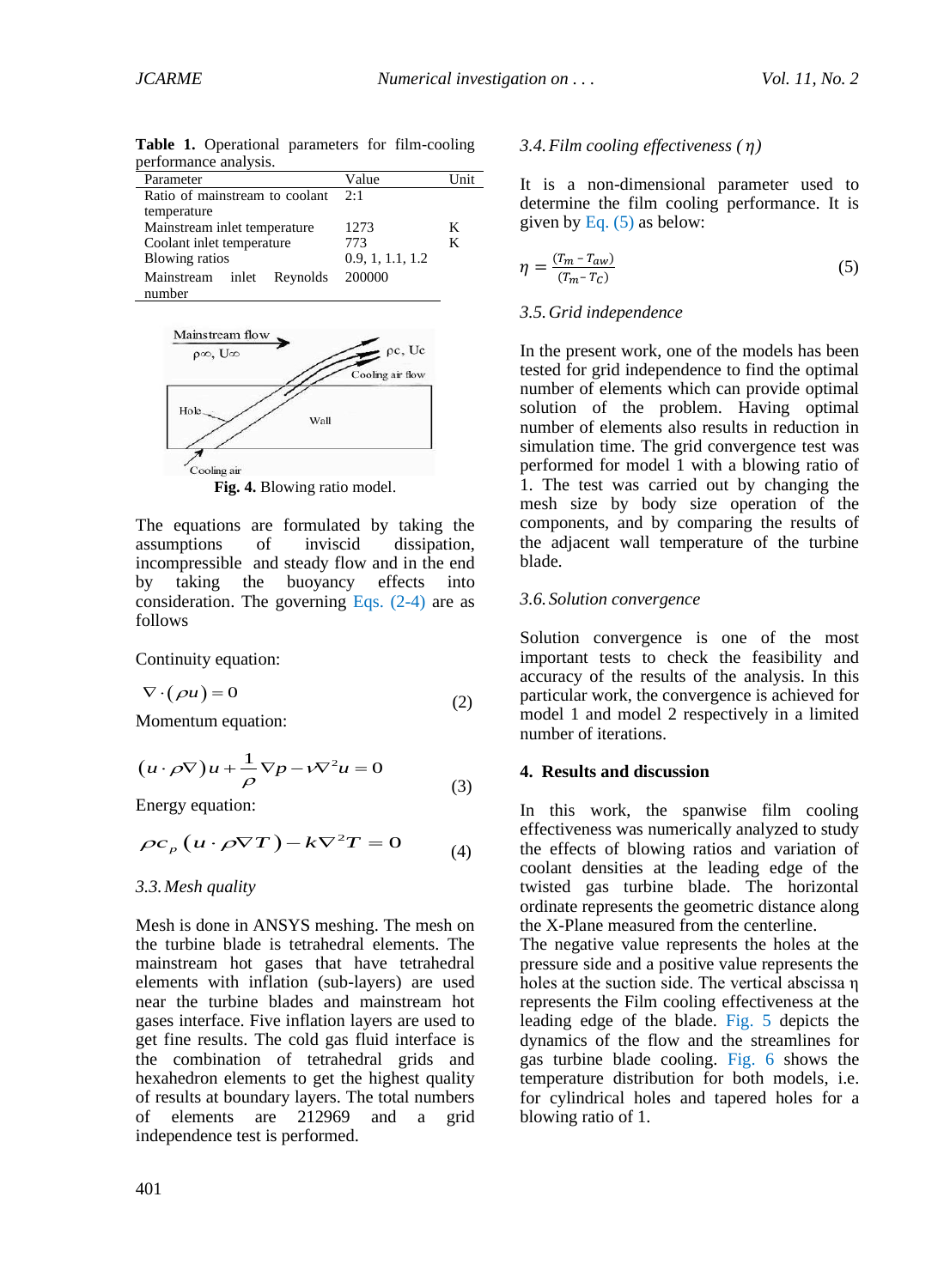**Table 1.** Operational parameters for film-cooling performance analysis.

| Parameter | Value | Unit |
|---|---|---|
| Ratio of mainstream to coolant temperature | 2:1 | |
| Mainstream inlet temperature | 1273 | K |
| Coolant inlet temperature | 773 | K |
| Blowing ratios | 0.9, 1, 1.1, 1.2 | |
| Mainstream inlet Reynolds number | 200000 | |

**Fig. 4.** Blowing ratio model.

The equations are formulated by taking the assumptions of inviscid dissipation, incompressible and steady flow and in the end by taking the buoyancy effects into consideration. The governing Eqs. (2-4) are as follows

Continuity equation:

$$\nabla \cdot (\rho u) = 0 \tag{2}$$

Momentum equation:

$$(u \cdot \rho \nabla) u + \frac{1}{\rho} \nabla p - \nu \nabla^2 u = 0 \tag{3}$$

Energy equation:

$$\rho c_p (u \cdot \rho \nabla T) - k \nabla^2 T = 0 \tag{4}$$

### 3.3. Mesh quality

Mesh is done in ANSYS meshing. The mesh on the turbine blade is tetrahedral elements. The mainstream hot gases that have tetrahedral elements with inflation (sub-layers) are used near the turbine blades and mainstream hot gases interface. Five inflation layers are used to get fine results. The cold gas fluid interface is the combination of tetrahedral grids and hexahedron elements to get the highest quality of results at boundary layers. The total numbers of elements are 212969 and a grid independence test is performed.

### 3.4. Film cooling effectiveness ( $\eta$ )

It is a non-dimensional parameter used to determine the film cooling performance. It is given by Eq. (5) as below:

$$\eta = \frac{(T_m - T_{aw})}{(T_m - T_C)} \tag{5}$$

### 3.5. Grid independence

In the present work, one of the models has been tested for grid independence to find the optimal number of elements which can provide optimal solution of the problem. Having optimal number of elements also results in reduction in simulation time. The grid convergence test was performed for model 1 with a blowing ratio of 1. The test was carried out by changing the mesh size by body size operation of the components, and by comparing the results of the adjacent wall temperature of the turbine blade.

### 3.6. Solution convergence

Solution convergence is one of the most important tests to check the feasibility and accuracy of the results of the analysis. In this particular work, the convergence is achieved for model 1 and model 2 respectively in a limited number of iterations.

## 4. Results and discussion

In this work, the spanwise film cooling effectiveness was numerically analyzed to study the effects of blowing ratios and variation of coolant densities at the leading edge of the twisted gas turbine blade. The horizontal ordinate represents the geometric distance along the X-Plane measured from the centerline.
The negative value represents the holes at the pressure side and a positive value represents the holes at the suction side. The vertical abscissa η represents the Film cooling effectiveness at the leading edge of the blade. Fig. 5 depicts the dynamics of the flow and the streamlines for gas turbine blade cooling. Fig. 6 shows the temperature distribution for both models, i.e. for cylindrical holes and tapered holes for a blowing ratio of 1.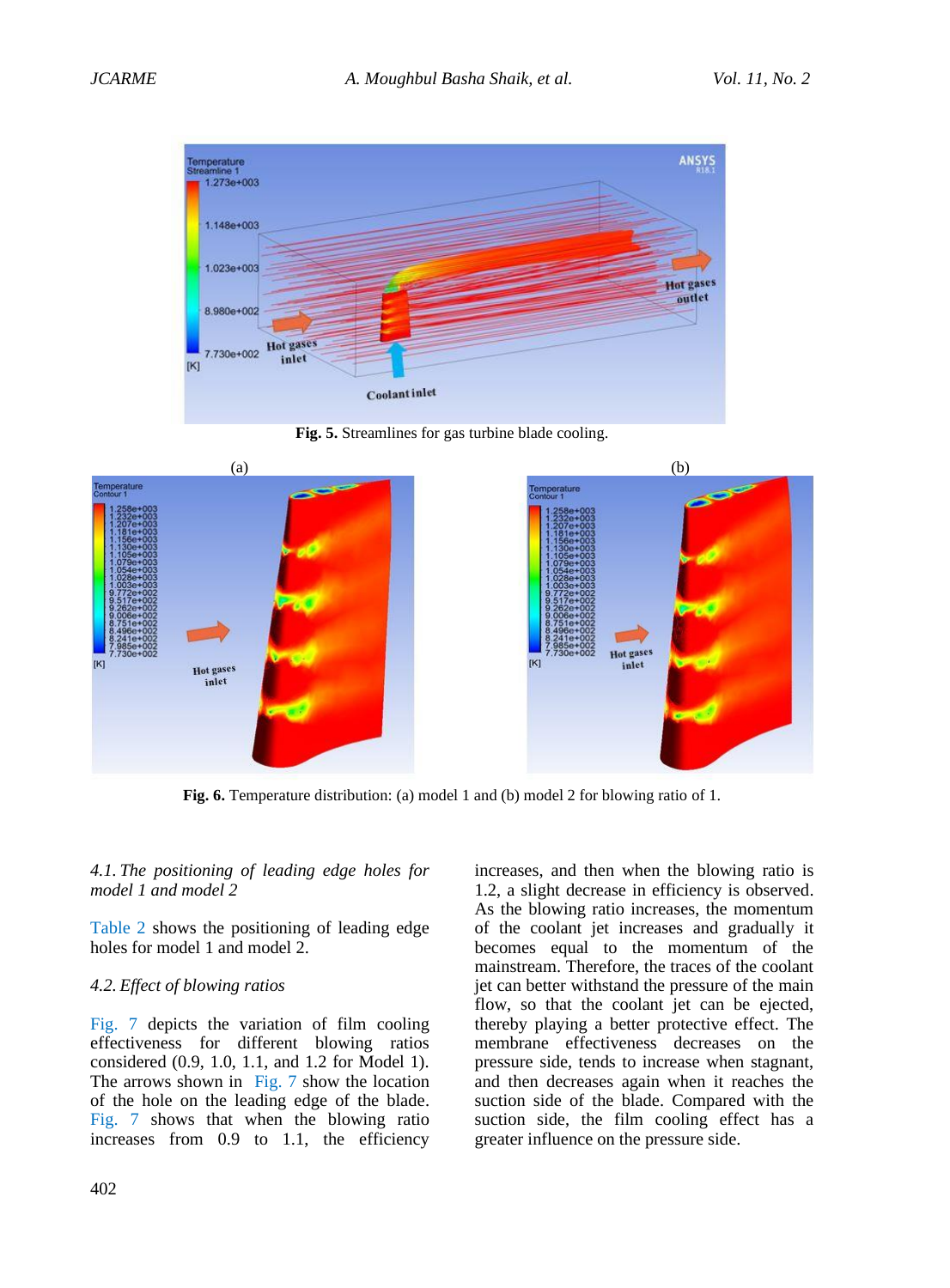Fig. 5. Streamlines for gas turbine blade cooling.

Fig. 6. Temperature distribution: (a) model 1 and (b) model 2 for blowing ratio of 1.

*4.1. The positioning of leading edge holes for model 1 and model 2*

Table 2 shows the positioning of leading edge holes for model 1 and model 2.

*4.2. Effect of blowing ratios*

Fig. 7 depicts the variation of film cooling effectiveness for different blowing ratios considered (0.9, 1.0, 1.1, and 1.2 for Model 1). The arrows shown in Fig. 7 show the location of the hole on the leading edge of the blade. Fig. 7 shows that when the blowing ratio increases from 0.9 to 1.1, the efficiency increases, and then when the blowing ratio is 1.2, a slight decrease in efficiency is observed. As the blowing ratio increases, the momentum of the coolant jet increases and gradually it becomes equal to the momentum of the mainstream. Therefore, the traces of the coolant jet can better withstand the pressure of the main flow, so that the coolant jet can be ejected, thereby playing a better protective effect. The membrane effectiveness decreases on the pressure side, tends to increase when stagnant, and then decreases again when it reaches the suction side of the blade. Compared with the suction side, the film cooling effect has a greater influence on the pressure side.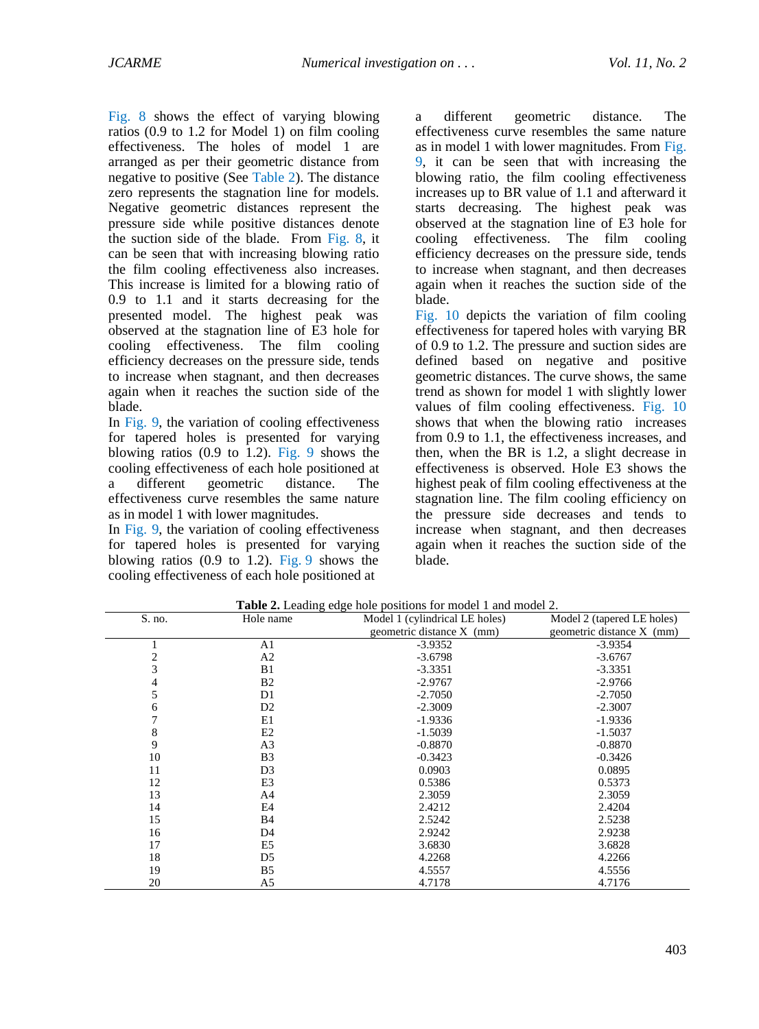Fig. 8 shows the effect of varying blowing ratios (0.9 to 1.2 for Model 1) on film cooling effectiveness. The holes of model 1 are arranged as per their geometric distance from negative to positive (See Table 2). The distance zero represents the stagnation line for models. Negative geometric distances represent the pressure side while positive distances denote the suction side of the blade. From Fig. 8, it can be seen that with increasing blowing ratio the film cooling effectiveness also increases. This increase is limited for a blowing ratio of 0.9 to 1.1 and it starts decreasing for the presented model. The highest peak was observed at the stagnation line of E3 hole for cooling effectiveness. The film cooling efficiency decreases on the pressure side, tends to increase when stagnant, and then decreases again when it reaches the suction side of the blade.

In Fig. 9, the variation of cooling effectiveness for tapered holes is presented for varying blowing ratios (0.9 to 1.2). Fig. 9 shows the cooling effectiveness of each hole positioned at a different geometric distance. The effectiveness curve resembles the same nature as in model 1 with lower magnitudes.

In Fig. 9, the variation of cooling effectiveness for tapered holes is presented for varying blowing ratios (0.9 to 1.2). Fig. 9 shows the cooling effectiveness of each hole positioned at a different geometric distance. The effectiveness curve resembles the same nature as in model 1 with lower magnitudes. From Fig. 9, it can be seen that with increasing the blowing ratio, the film cooling effectiveness increases up to BR value of 1.1 and afterward it starts decreasing. The highest peak was observed at the stagnation line of E3 hole for cooling effectiveness. The film cooling efficiency decreases on the pressure side, tends to increase when stagnant, and then decreases again when it reaches the suction side of the blade.

Fig. 10 depicts the variation of film cooling effectiveness for tapered holes with varying BR of 0.9 to 1.2. The pressure and suction sides are defined based on negative and positive geometric distances. The curve shows, the same trend as shown for model 1 with slightly lower values of film cooling effectiveness. Fig. 10 shows that when the blowing ratio increases from 0.9 to 1.1, the effectiveness increases, and then, when the BR is 1.2, a slight decrease in effectiveness is observed. Hole E3 shows the highest peak of film cooling effectiveness at the stagnation line. The film cooling efficiency on the pressure side decreases and tends to increase when stagnant, and then decreases again when it reaches the suction side of the blade.

**Table 2.** Leading edge hole positions for model 1 and model 2.

| S. no. | Hole name | Model 1 (cylindrical LE holes) geometric distance X (mm) | Model 2 (tapered LE holes) geometric distance X (mm) |
|---|---|---|---|
| 1 | A1 | -3.9352 | -3.9354 |
| 2 | A2 | -3.6798 | -3.6767 |
| 3 | B1 | -3.3351 | -3.3351 |
| 4 | B2 | -2.9767 | -2.9766 |
| 5 | D1 | -2.7050 | -2.7050 |
| 6 | D2 | -2.3009 | -2.3007 |
| 7 | E1 | -1.9336 | -1.9336 |
| 8 | E2 | -1.5039 | -1.5037 |
| 9 | A3 | -0.8870 | -0.8870 |
| 10 | B3 | -0.3423 | -0.3426 |
| 11 | D3 | 0.0903 | 0.0895 |
| 12 | E3 | 0.5386 | 0.5373 |
| 13 | A4 | 2.3059 | 2.3059 |
| 14 | E4 | 2.4212 | 2.4204 |
| 15 | B4 | 2.5242 | 2.5238 |
| 16 | D4 | 2.9242 | 2.9238 |
| 17 | E5 | 3.6830 | 3.6828 |
| 18 | D5 | 4.2268 | 4.2266 |
| 19 | B5 | 4.5557 | 4.5556 |
| 20 | A5 | 4.7178 | 4.7176 |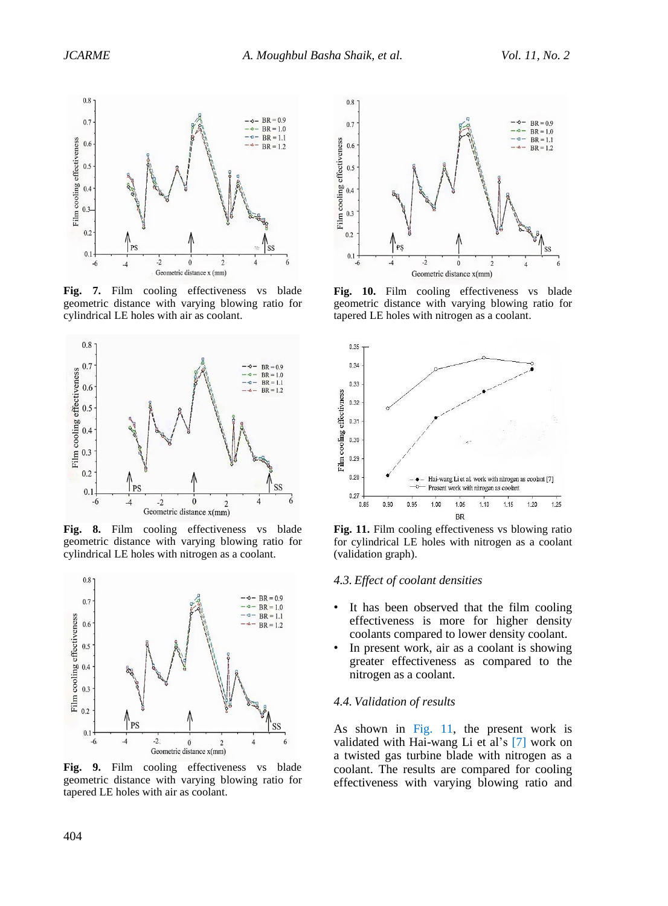**Fig. 7.** Film cooling effectiveness vs blade geometric distance with varying blowing ratio for cylindrical LE holes with air as coolant.

**Fig. 8.** Film cooling effectiveness vs blade geometric distance with varying blowing ratio for cylindrical LE holes with nitrogen as a coolant.

**Fig. 9.** Film cooling effectiveness vs blade geometric distance with varying blowing ratio for tapered LE holes with air as coolant.

**Fig. 10.** Film cooling effectiveness vs blade geometric distance with varying blowing ratio for tapered LE holes with nitrogen as a coolant.

**Fig. 11.** Film cooling effectiveness vs blowing ratio for cylindrical LE holes with nitrogen as a coolant (validation graph).

### *4.3. Effect of coolant densities*

- It has been observed that the film cooling effectiveness is more for higher density coolants compared to lower density coolant.
- In present work, air as a coolant is showing greater effectiveness as compared to the nitrogen as a coolant.

### *4.4. Validation of results*

As shown in Fig. 11, the present work is validated with Hai-wang Li et al's [7] work on a twisted gas turbine blade with nitrogen as a coolant. The results are compared for cooling effectiveness with varying blowing ratio and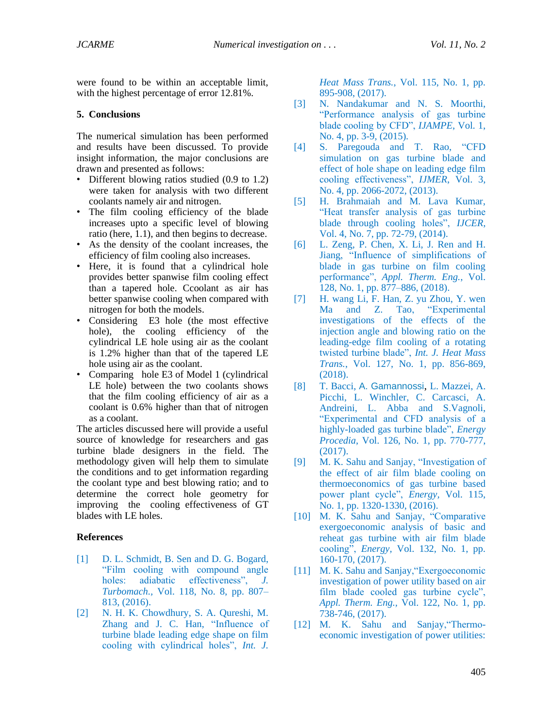were found to be within an acceptable limit, with the highest percentage of error 12.81%.

## 5. Conclusions

The numerical simulation has been performed and results have been discussed. To provide insight information, the major conclusions are drawn and presented as follows:

- Different blowing ratios studied (0.9 to 1.2) were taken for analysis with two different coolants namely air and nitrogen.
- The film cooling efficiency of the blade increases upto a specific level of blowing ratio (here, 1.1), and then begins to decrease.
- As the density of the coolant increases, the efficiency of film cooling also increases.
- Here, it is found that a cylindrical hole provides better spanwise film cooling effect than a tapered hole. Ccoolant as air has better spanwise cooling when compared with nitrogen for both the models.
- Considering E3 hole (the most effective hole), the cooling efficiency of the cylindrical LE hole using air as the coolant is 1.2% higher than that of the tapered LE hole using air as the coolant.
- Comparing hole E3 of Model 1 (cylindrical LE hole) between the two coolants shows that the film cooling efficiency of air as a coolant is 0.6% higher than that of nitrogen as a coolant.

The articles discussed here will provide a useful source of knowledge for researchers and gas turbine blade designers in the field. The methodology given will help them to simulate the conditions and to get information regarding the coolant type and best blowing ratio; and to determine the correct hole geometry for improving the cooling effectiveness of GT blades with LE holes.

## References

[1] D. L. Schmidt, B. Sen and D. G. Bogard, "Film cooling with compound angle holes: adiabatic effectiveness", *J. Turbomach.*, Vol. 118, No. 8, pp. 807–813, (2016).

[2] N. H. K. Chowdhury, S. A. Qureshi, M. Zhang and J. C. Han, "Influence of turbine blade leading edge shape on film cooling with cylindrical holes", *Int. J. Heat Mass Trans.*, Vol. 115, No. 1, pp. 895-908, (2017).

[3] N. Nandakumar and N. S. Moorthi, "Performance analysis of gas turbine blade cooling by CFD", *IJAMPE*, Vol. 1, No. 4, pp. 3-9, (2015).

[4] S. Paregouda and T. Rao, "CFD simulation on gas turbine blade and effect of hole shape on leading edge film cooling effectiveness", *IJMER*, Vol. 3, No. 4, pp. 2066-2072, (2013).

[5] H. Brahmaiah and M. Lava Kumar, "Heat transfer analysis of gas turbine blade through cooling holes", *IJCER*, Vol. 4, No. 7, pp. 72-79, (2014).

[6] L. Zeng, P. Chen, X. Li, J. Ren and H. Jiang, "Influence of simplifications of blade in gas turbine on film cooling performance", *Appl. Therm. Eng.*, Vol. 128, No. 1, pp. 877–886, (2018).

[7] H. wang Li, F. Han, Z. yu Zhou, Y. wen Ma and Z. Tao, "Experimental investigations of the effects of the injection angle and blowing ratio on the leading-edge film cooling of a rotating twisted turbine blade", *Int. J. Heat Mass Trans.*, Vol. 127, No. 1, pp. 856-869, (2018).

[8] T. Bacci, A. Gamannossi, L. Mazzei, A. Picchi, L. Winchler, C. Carcasci, A. Andreini, L. Abba and S.Vagnoli, "Experimental and CFD analysis of a highly-loaded gas turbine blade", *Energy Procedia*, Vol. 126, No. 1, pp. 770-777, (2017).

[9] M. K. Sahu and Sanjay, "Investigation of the effect of air film blade cooling on thermoeconomics of gas turbine based power plant cycle", *Energy*, Vol. 115, No. 1, pp. 1320-1330, (2016).

[10] M. K. Sahu and Sanjay, "Comparative exergoeconomic analysis of basic and reheat gas turbine with air film blade cooling", *Energy*, Vol. 132, No. 1, pp. 160-170, (2017).

[11] M. K. Sahu and Sanjay,"Exergoeconomic investigation of power utility based on air film blade cooled gas turbine cycle", *Appl. Therm. Eng.*, Vol. 122, No. 1, pp. 738-746, (2017).

[12] M. K. Sahu and Sanjay,"Thermo-economic investigation of power utilities: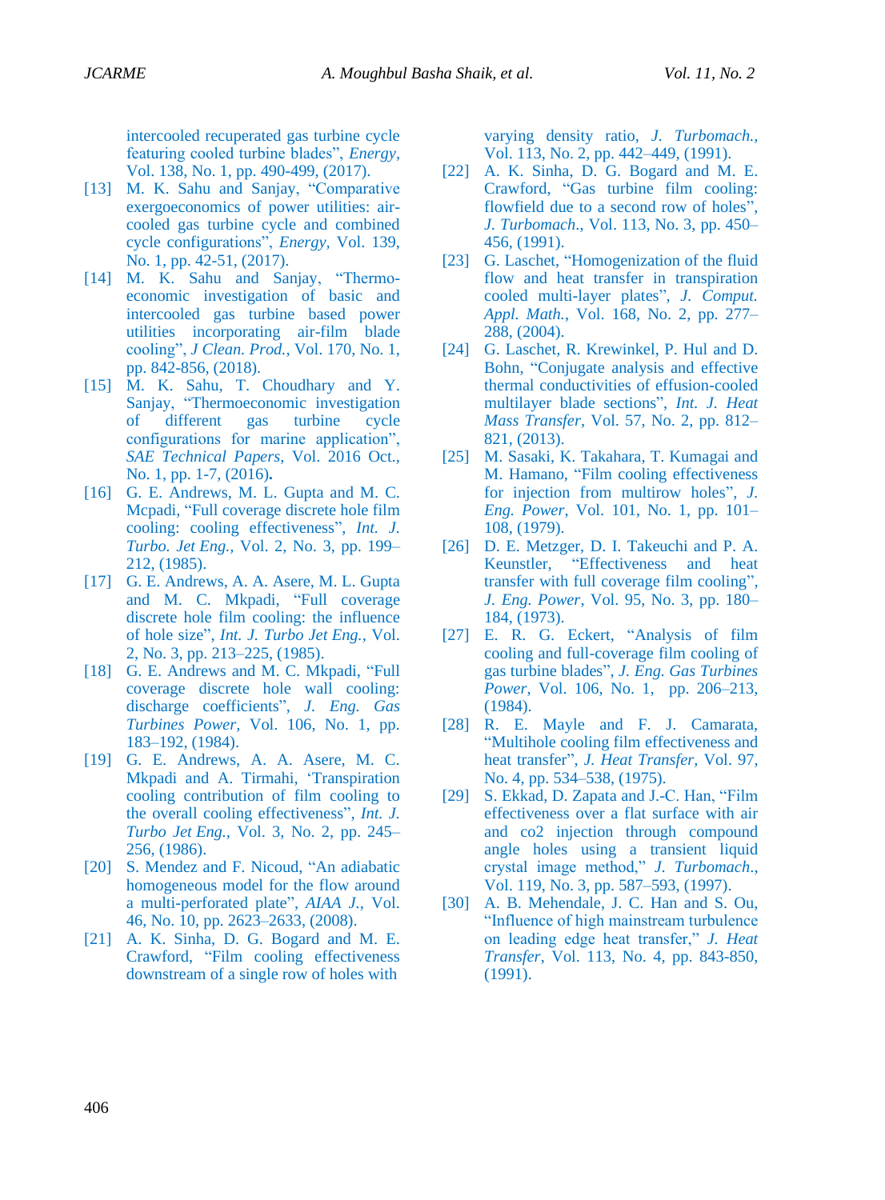intercooled recuperated gas turbine cycle featuring cooled turbine blades", *Energy*, Vol. 138, No. 1, pp. 490-499, (2017).

[13] M. K. Sahu and Sanjay, "Comparative exergoeconomics of power utilities: air-cooled gas turbine cycle and combined cycle configurations", *Energy*, Vol. 139, No. 1, pp. 42-51, (2017).

[14] M. K. Sahu and Sanjay, "Thermo-economic investigation of basic and intercooled gas turbine based power utilities incorporating air-film blade cooling", *J Clean. Prod.*, Vol. 170, No. 1, pp. 842-856, (2018).

[15] M. K. Sahu, T. Choudhary and Y. Sanjay, "Thermoeconomic investigation of different gas turbine cycle configurations for marine application", *SAE Technical Papers*, Vol. 2016 Oct., No. 1, pp. 1-7, (2016).

[16] G. E. Andrews, M. L. Gupta and M. C. Mcpadi, "Full coverage discrete hole film cooling: cooling effectiveness", *Int. J. Turbo. Jet Eng.*, Vol. 2, No. 3, pp. 199–212, (1985).

[17] G. E. Andrews, A. A. Asere, M. L. Gupta and M. C. Mkpadi, "Full coverage discrete hole film cooling: the influence of hole size", *Int. J. Turbo Jet Eng.*, Vol. 2, No. 3, pp. 213–225, (1985).

[18] G. E. Andrews and M. C. Mkpadi, "Full coverage discrete hole wall cooling: discharge coefficients", *J. Eng. Gas Turbines Power*, Vol. 106, No. 1, pp. 183–192, (1984).

[19] G. E. Andrews, A. A. Asere, M. C. Mkpadi and A. Tirmahi, 'Transpiration cooling contribution of film cooling to the overall cooling effectiveness", *Int. J. Turbo Jet Eng.*, Vol. 3, No. 2, pp. 245–256, (1986).

[20] S. Mendez and F. Nicoud, "An adiabatic homogeneous model for the flow around a multi-perforated plate", *AIAA J.*, Vol. 46, No. 10, pp. 2623–2633, (2008).

[21] A. K. Sinha, D. G. Bogard and M. E. Crawford, "Film cooling effectiveness downstream of a single row of holes with varying density ratio, *J. Turbomach.*, Vol. 113, No. 2, pp. 442–449, (1991).

[22] A. K. Sinha, D. G. Bogard and M. E. Crawford, "Gas turbine film cooling: flowfield due to a second row of holes", *J. Turbomach.*, Vol. 113, No. 3, pp. 450–456, (1991).

[23] G. Laschet, "Homogenization of the fluid flow and heat transfer in transpiration cooled multi-layer plates", *J. Comput. Appl. Math.*, Vol. 168, No. 2, pp. 277–288, (2004).

[24] G. Laschet, R. Krewinkel, P. Hul and D. Bohn, "Conjugate analysis and effective thermal conductivities of effusion-cooled multilayer blade sections", *Int. J. Heat Mass Transfer*, Vol. 57, No. 2, pp. 812–821, (2013).

[25] M. Sasaki, K. Takahara, T. Kumagai and M. Hamano, "Film cooling effectiveness for injection from multirow holes", *J. Eng. Power*, Vol. 101, No. 1, pp. 101–108, (1979).

[26] D. E. Metzger, D. I. Takeuchi and P. A. Keunstler, "Effectiveness and heat transfer with full coverage film cooling", *J. Eng. Power*, Vol. 95, No. 3, pp. 180–184, (1973).

[27] E. R. G. Eckert, "Analysis of film cooling and full-coverage film cooling of gas turbine blades", *J. Eng. Gas Turbines Power*, Vol. 106, No. 1, pp. 206–213, (1984).

[28] R. E. Mayle and F. J. Camarata, "Multihole cooling film effectiveness and heat transfer", *J. Heat Transfer*, Vol. 97, No. 4, pp. 534–538, (1975).

[29] S. Ekkad, D. Zapata and J.-C. Han, "Film effectiveness over a flat surface with air and co2 injection through compound angle holes using a transient liquid crystal image method," *J. Turbomach.*, Vol. 119, No. 3, pp. 587–593, (1997).

[30] A. B. Mehendale, J. C. Han and S. Ou, "Influence of high mainstream turbulence on leading edge heat transfer," *J. Heat Transfer*, Vol. 113, No. 4, pp. 843-850, (1991).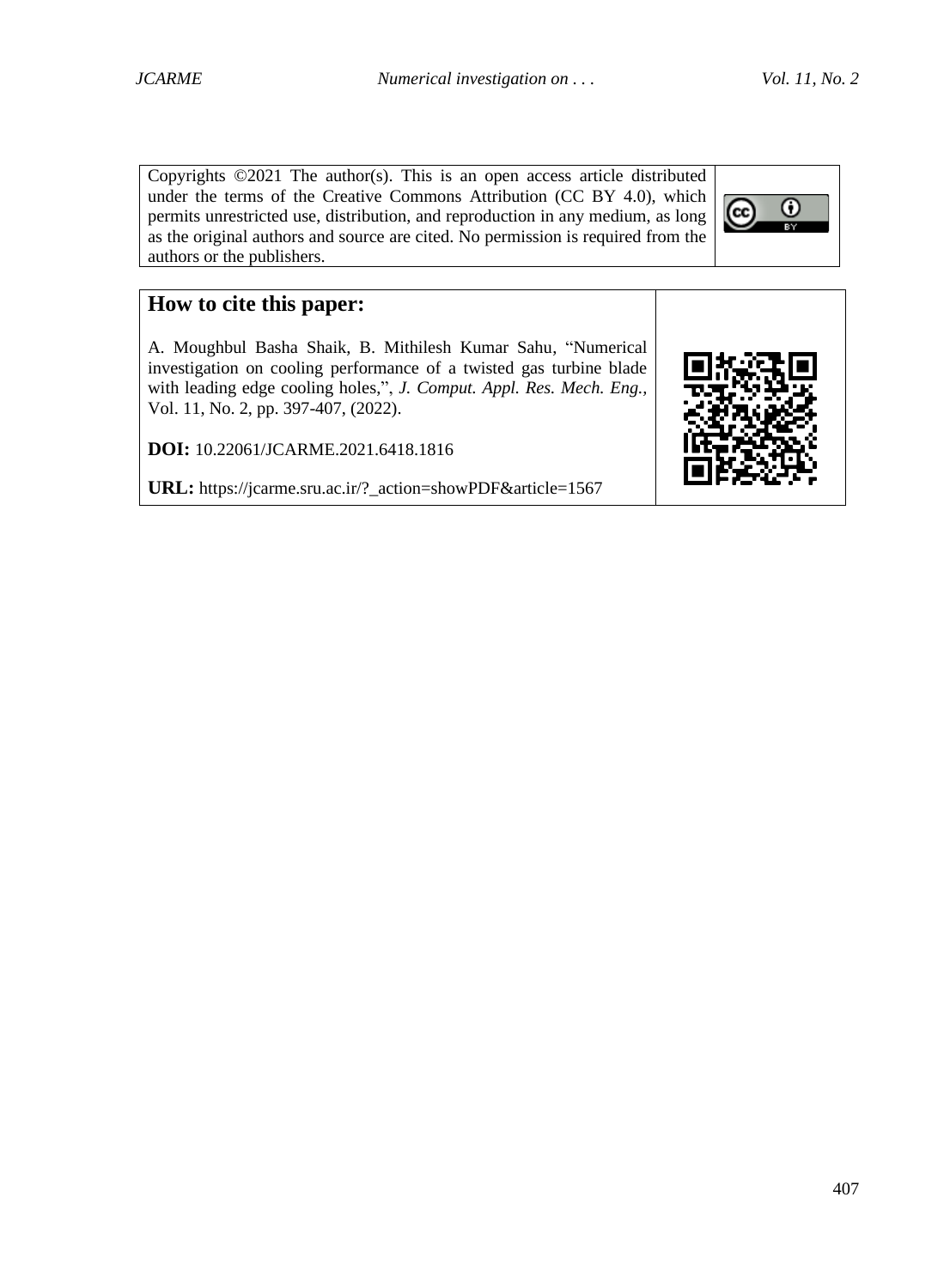Copyrights ©2021 The author(s). This is an open access article distributed under the terms of the Creative Commons Attribution (CC BY 4.0), which permits unrestricted use, distribution, and reproduction in any medium, as long as the original authors and source are cited. No permission is required from the authors or the publishers.

## How to cite this paper:

A. Moughbul Basha Shaik, B. Mithilesh Kumar Sahu, "Numerical investigation on cooling performance of a twisted gas turbine blade with leading edge cooling holes,", *J. Comput. Appl. Res. Mech. Eng.*, Vol. 11, No. 2, pp. 397-407, (2022).

**DOI:** 10.22061/JCARME.2021.6418.1816

**URL:** https://jcarme.sru.ac.ir/?_action=showPDF&article=1567